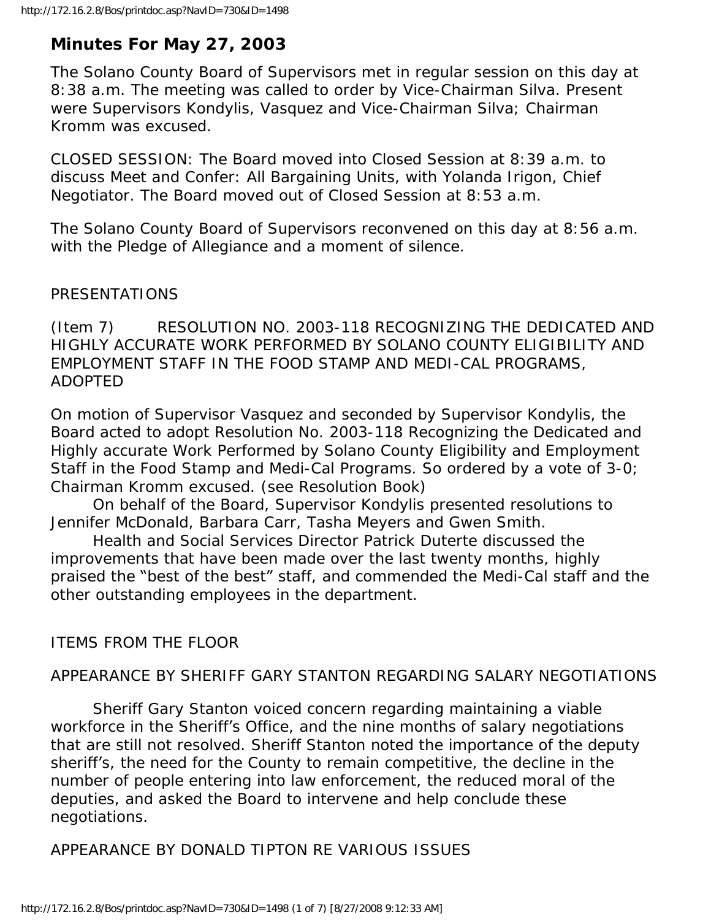# Minutes For May 27, 2003

The Solano County Board of Supervisors met in regular session on this day at 8:38 a.m. The meeting was called to order by Vice-Chairman Silva. Present were Supervisors Kondylis, Vasquez and Vice-Chairman Silva; Chairman Kromm was excused.

CLOSED SESSION: The Board moved into Closed Session at 8:39 a.m. to discuss Meet and Confer: All Bargaining Units, with Yolanda Irigon, Chief Negotiator. The Board moved out of Closed Session at 8:53 a.m.

The Solano County Board of Supervisors reconvened on this day at 8:56 a.m. with the Pledge of Allegiance and a moment of silence.

PRESENTATIONS

(Item 7) RESOLUTION NO. 2003-118 RECOGNIZING THE DEDICATED AND HIGHLY ACCURATE WORK PERFORMED BY SOLANO COUNTY ELIGIBILITY AND EMPLOYMENT STAFF IN THE FOOD STAMP AND MEDI-CAL PROGRAMS, ADOPTED

On motion of Supervisor Vasquez and seconded by Supervisor Kondylis, the Board acted to adopt Resolution No. 2003-118 Recognizing the Dedicated and Highly accurate Work Performed by Solano County Eligibility and Employment Staff in the Food Stamp and Medi-Cal Programs. So ordered by a vote of 3-0; Chairman Kromm excused. (see Resolution Book)

On behalf of the Board, Supervisor Kondylis presented resolutions to Jennifer McDonald, Barbara Carr, Tasha Meyers and Gwen Smith.

Health and Social Services Director Patrick Duterte discussed the improvements that have been made over the last twenty months, highly praised the "best of the best" staff, and commended the Medi-Cal staff and the other outstanding employees in the department.

ITEMS FROM THE FLOOR

APPEARANCE BY SHERIFF GARY STANTON REGARDING SALARY NEGOTIATIONS

Sheriff Gary Stanton voiced concern regarding maintaining a viable workforce in the Sheriff's Office, and the nine months of salary negotiations that are still not resolved. Sheriff Stanton noted the importance of the deputy sheriff's, the need for the County to remain competitive, the decline in the number of people entering into law enforcement, the reduced moral of the deputies, and asked the Board to intervene and help conclude these negotiations.

APPEARANCE BY DONALD TIPTON RE VARIOUS ISSUES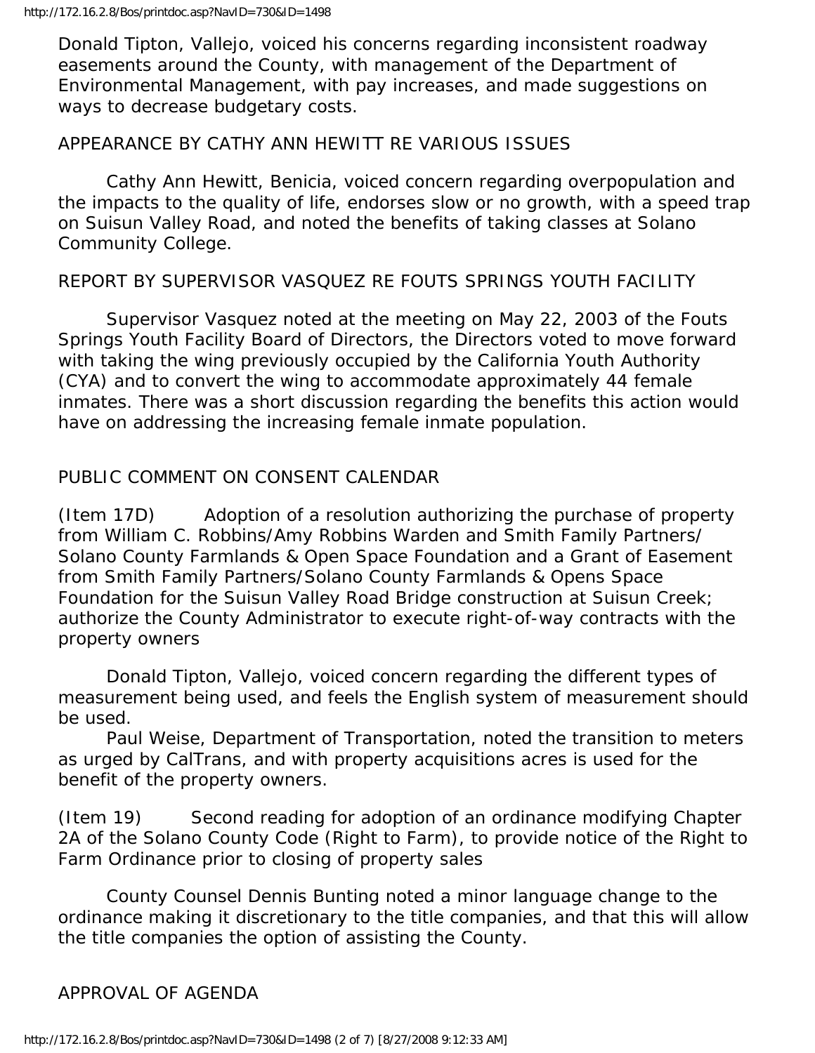Donald Tipton, Vallejo, voiced his concerns regarding inconsistent roadway easements around the County, with management of the Department of Environmental Management, with pay increases, and made suggestions on ways to decrease budgetary costs.

APPEARANCE BY CATHY ANN HEWITT RE VARIOUS ISSUES

Cathy Ann Hewitt, Benicia, voiced concern regarding overpopulation and the impacts to the quality of life, endorses slow or no growth, with a speed trap on Suisun Valley Road, and noted the benefits of taking classes at Solano Community College.

REPORT BY SUPERVISOR VASQUEZ RE FOUTS SPRINGS YOUTH FACILITY

Supervisor Vasquez noted at the meeting on May 22, 2003 of the Fouts Springs Youth Facility Board of Directors, the Directors voted to move forward with taking the wing previously occupied by the California Youth Authority (CYA) and to convert the wing to accommodate approximately 44 female inmates. There was a short discussion regarding the benefits this action would have on addressing the increasing female inmate population.

PUBLIC COMMENT ON CONSENT CALENDAR

(Item 17D) Adoption of a resolution authorizing the purchase of property from William C. Robbins/Amy Robbins Warden and Smith Family Partners/ Solano County Farmlands & Open Space Foundation and a Grant of Easement from Smith Family Partners/Solano County Farmlands & Opens Space Foundation for the Suisun Valley Road Bridge construction at Suisun Creek; authorize the County Administrator to execute right-of-way contracts with the property owners

Donald Tipton, Vallejo, voiced concern regarding the different types of measurement being used, and feels the English system of measurement should be used.

Paul Weise, Department of Transportation, noted the transition to meters as urged by CalTrans, and with property acquisitions acres is used for the benefit of the property owners.

(Item 19) Second reading for adoption of an ordinance modifying Chapter 2A of the Solano County Code (Right to Farm), to provide notice of the Right to Farm Ordinance prior to closing of property sales

County Counsel Dennis Bunting noted a minor language change to the ordinance making it discretionary to the title companies, and that this will allow the title companies the option of assisting the County.

APPROVAL OF AGENDA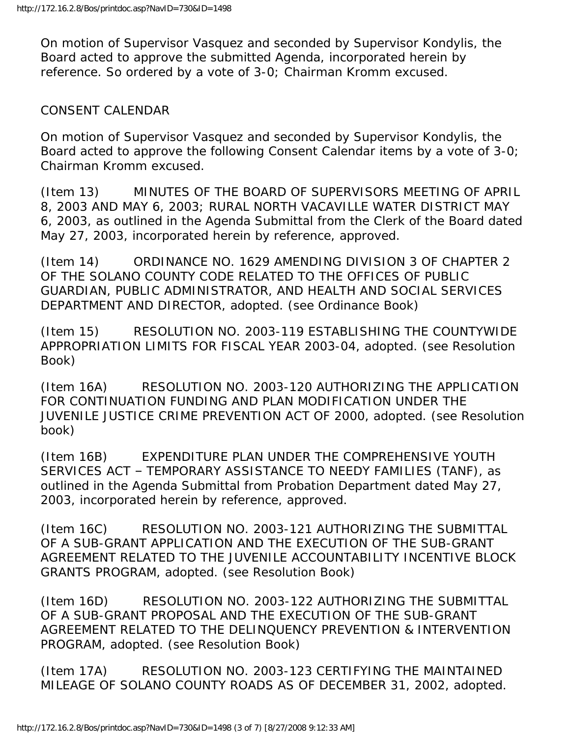On motion of Supervisor Vasquez and seconded by Supervisor Kondylis, the Board acted to approve the submitted Agenda, incorporated herein by reference. So ordered by a vote of 3-0; Chairman Kromm excused.

CONSENT CALENDAR

On motion of Supervisor Vasquez and seconded by Supervisor Kondylis, the Board acted to approve the following Consent Calendar items by a vote of 3-0; Chairman Kromm excused.

(Item 13) MINUTES OF THE BOARD OF SUPERVISORS MEETING OF APRIL 8, 2003 AND MAY 6, 2003; RURAL NORTH VACAVILLE WATER DISTRICT MAY 6, 2003, as outlined in the Agenda Submittal from the Clerk of the Board dated May 27, 2003, incorporated herein by reference, approved.

(Item 14) ORDINANCE NO. 1629 AMENDING DIVISION 3 OF CHAPTER 2 OF THE SOLANO COUNTY CODE RELATED TO THE OFFICES OF PUBLIC GUARDIAN, PUBLIC ADMINISTRATOR, AND HEALTH AND SOCIAL SERVICES DEPARTMENT AND DIRECTOR, adopted. (see Ordinance Book)

(Item 15) RESOLUTION NO. 2003-119 ESTABLISHING THE COUNTYWIDE APPROPRIATION LIMITS FOR FISCAL YEAR 2003-04, adopted. (see Resolution Book)

(Item 16A) RESOLUTION NO. 2003-120 AUTHORIZING THE APPLICATION FOR CONTINUATION FUNDING AND PLAN MODIFICATION UNDER THE JUVENILE JUSTICE CRIME PREVENTION ACT OF 2000, adopted. (see Resolution book)

(Item 16B) EXPENDITURE PLAN UNDER THE COMPREHENSIVE YOUTH SERVICES ACT – TEMPORARY ASSISTANCE TO NEEDY FAMILIES (TANF), as outlined in the Agenda Submittal from Probation Department dated May 27, 2003, incorporated herein by reference, approved.

(Item 16C) RESOLUTION NO. 2003-121 AUTHORIZING THE SUBMITTAL OF A SUB-GRANT APPLICATION AND THE EXECUTION OF THE SUB-GRANT AGREEMENT RELATED TO THE JUVENILE ACCOUNTABILITY INCENTIVE BLOCK GRANTS PROGRAM, adopted. (see Resolution Book)

(Item 16D) RESOLUTION NO. 2003-122 AUTHORIZING THE SUBMITTAL OF A SUB-GRANT PROPOSAL AND THE EXECUTION OF THE SUB-GRANT AGREEMENT RELATED TO THE DELINQUENCY PREVENTION & INTERVENTION PROGRAM, adopted. (see Resolution Book)

(Item 17A) RESOLUTION NO. 2003-123 CERTIFYING THE MAINTAINED MILEAGE OF SOLANO COUNTY ROADS AS OF DECEMBER 31, 2002, adopted.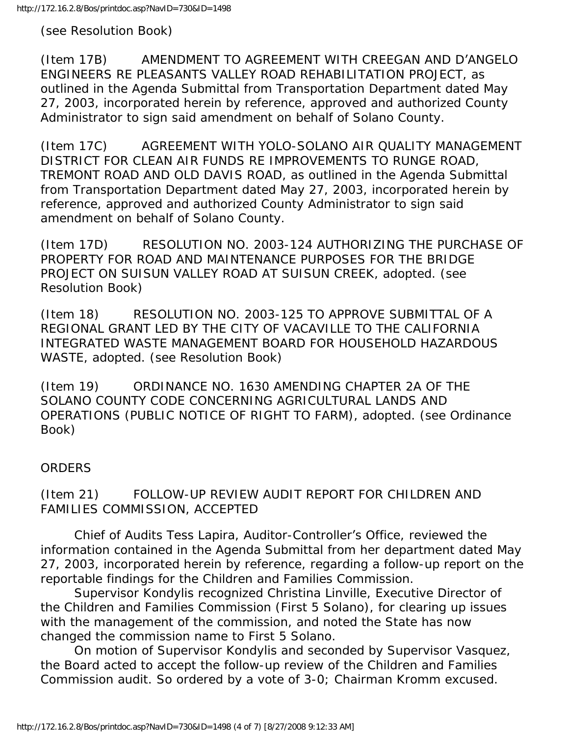(see Resolution Book)

(Item 17B) AMENDMENT TO AGREEMENT WITH CREEGAN AND D'ANGELO ENGINEERS RE PLEASANTS VALLEY ROAD REHABILITATION PROJECT, as outlined in the Agenda Submittal from Transportation Department dated May 27, 2003, incorporated herein by reference, approved and authorized County Administrator to sign said amendment on behalf of Solano County.

(Item 17C) AGREEMENT WITH YOLO-SOLANO AIR QUALITY MANAGEMENT DISTRICT FOR CLEAN AIR FUNDS RE IMPROVEMENTS TO RUNGE ROAD, TREMONT ROAD AND OLD DAVIS ROAD, as outlined in the Agenda Submittal from Transportation Department dated May 27, 2003, incorporated herein by reference, approved and authorized County Administrator to sign said amendment on behalf of Solano County.

(Item 17D) RESOLUTION NO. 2003-124 AUTHORIZING THE PURCHASE OF PROPERTY FOR ROAD AND MAINTENANCE PURPOSES FOR THE BRIDGE PROJECT ON SUISUN VALLEY ROAD AT SUISUN CREEK, adopted. (see Resolution Book)

(Item 18) RESOLUTION NO. 2003-125 TO APPROVE SUBMITTAL OF A REGIONAL GRANT LED BY THE CITY OF VACAVILLE TO THE CALIFORNIA INTEGRATED WASTE MANAGEMENT BOARD FOR HOUSEHOLD HAZARDOUS WASTE, adopted. (see Resolution Book)

(Item 19) ORDINANCE NO. 1630 AMENDING CHAPTER 2A OF THE SOLANO COUNTY CODE CONCERNING AGRICULTURAL LANDS AND OPERATIONS (PUBLIC NOTICE OF RIGHT TO FARM), adopted. (see Ordinance Book)

ORDERS

(Item 21) FOLLOW-UP REVIEW AUDIT REPORT FOR CHILDREN AND FAMILIES COMMISSION, ACCEPTED

Chief of Audits Tess Lapira, Auditor-Controller's Office, reviewed the information contained in the Agenda Submittal from her department dated May 27, 2003, incorporated herein by reference, regarding a follow-up report on the reportable findings for the Children and Families Commission.

Supervisor Kondylis recognized Christina Linville, Executive Director of the Children and Families Commission (First 5 Solano), for clearing up issues with the management of the commission, and noted the State has now changed the commission name to First 5 Solano.

On motion of Supervisor Kondylis and seconded by Supervisor Vasquez, the Board acted to accept the follow-up review of the Children and Families Commission audit. So ordered by a vote of 3-0; Chairman Kromm excused.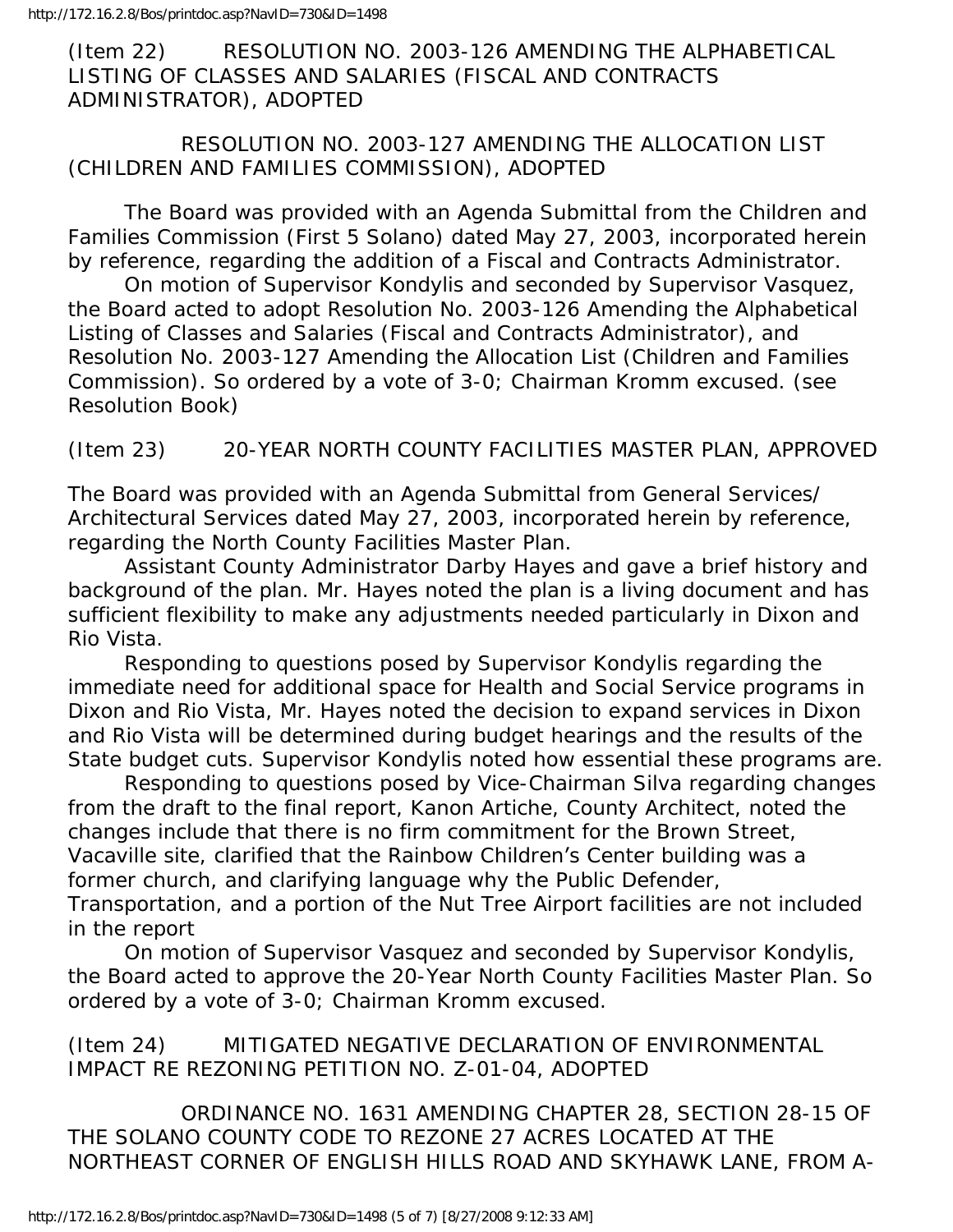(Item 22) RESOLUTION NO. 2003-126 AMENDING THE ALPHABETICAL LISTING OF CLASSES AND SALARIES (FISCAL AND CONTRACTS ADMINISTRATOR), ADOPTED

RESOLUTION NO. 2003-127 AMENDING THE ALLOCATION LIST (CHILDREN AND FAMILIES COMMISSION), ADOPTED

The Board was provided with an Agenda Submittal from the Children and Families Commission (First 5 Solano) dated May 27, 2003, incorporated herein by reference, regarding the addition of a Fiscal and Contracts Administrator.

On motion of Supervisor Kondylis and seconded by Supervisor Vasquez, the Board acted to adopt Resolution No. 2003-126 Amending the Alphabetical Listing of Classes and Salaries (Fiscal and Contracts Administrator), and Resolution No. 2003-127 Amending the Allocation List (Children and Families Commission). So ordered by a vote of 3-0; Chairman Kromm excused. (see Resolution Book)

(Item 23) 20-YEAR NORTH COUNTY FACILITIES MASTER PLAN, APPROVED

The Board was provided with an Agenda Submittal from General Services/ Architectural Services dated May 27, 2003, incorporated herein by reference, regarding the North County Facilities Master Plan.

Assistant County Administrator Darby Hayes and gave a brief history and background of the plan. Mr. Hayes noted the plan is a living document and has sufficient flexibility to make any adjustments needed particularly in Dixon and Rio Vista.

Responding to questions posed by Supervisor Kondylis regarding the immediate need for additional space for Health and Social Service programs in Dixon and Rio Vista, Mr. Hayes noted the decision to expand services in Dixon and Rio Vista will be determined during budget hearings and the results of the State budget cuts. Supervisor Kondylis noted how essential these programs are.

Responding to questions posed by Vice-Chairman Silva regarding changes from the draft to the final report, Kanon Artiche, County Architect, noted the changes include that there is no firm commitment for the Brown Street, Vacaville site, clarified that the Rainbow Children's Center building was a former church, and clarifying language why the Public Defender, Transportation, and a portion of the Nut Tree Airport facilities are not included in the report

On motion of Supervisor Vasquez and seconded by Supervisor Kondylis, the Board acted to approve the 20-Year North County Facilities Master Plan. So ordered by a vote of 3-0; Chairman Kromm excused.

(Item 24) MITIGATED NEGATIVE DECLARATION OF ENVIRONMENTAL IMPACT RE REZONING PETITION NO. Z-01-04, ADOPTED

ORDINANCE NO. 1631 AMENDING CHAPTER 28, SECTION 28-15 OF THE SOLANO COUNTY CODE TO REZONE 27 ACRES LOCATED AT THE NORTHEAST CORNER OF ENGLISH HILLS ROAD AND SKYHAWK LANE, FROM A-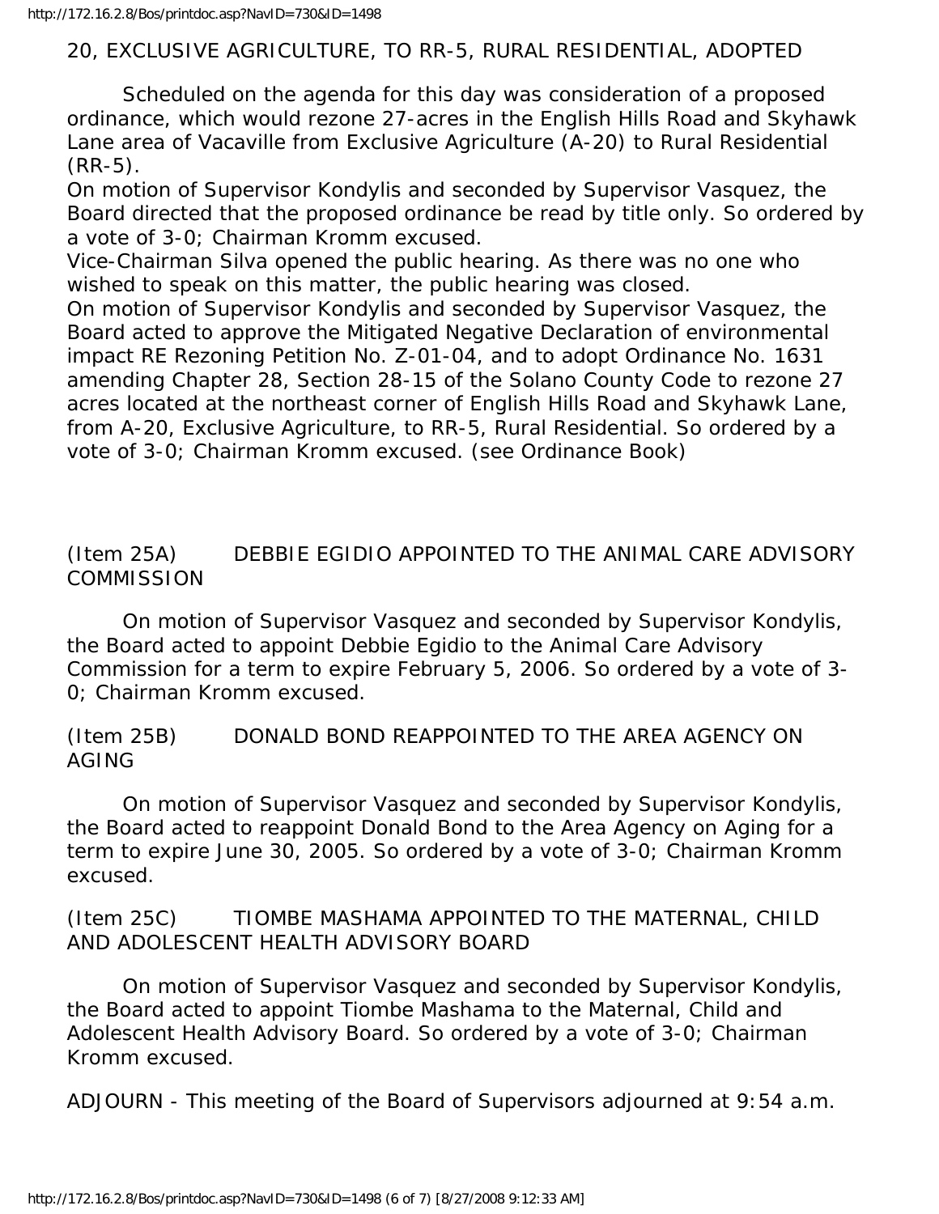20, EXCLUSIVE AGRICULTURE, TO RR-5, RURAL RESIDENTIAL, ADOPTED

Scheduled on the agenda for this day was consideration of a proposed ordinance, which would rezone 27-acres in the English Hills Road and Skyhawk Lane area of Vacaville from Exclusive Agriculture (A-20) to Rural Residential (RR-5).

On motion of Supervisor Kondylis and seconded by Supervisor Vasquez, the Board directed that the proposed ordinance be read by title only. So ordered by a vote of 3-0; Chairman Kromm excused.

Vice-Chairman Silva opened the public hearing. As there was no one who wished to speak on this matter, the public hearing was closed.

On motion of Supervisor Kondylis and seconded by Supervisor Vasquez, the Board acted to approve the Mitigated Negative Declaration of environmental impact RE Rezoning Petition No. Z-01-04, and to adopt Ordinance No. 1631 amending Chapter 28, Section 28-15 of the Solano County Code to rezone 27 acres located at the northeast corner of English Hills Road and Skyhawk Lane, from A-20, Exclusive Agriculture, to RR-5, Rural Residential. So ordered by a vote of 3-0; Chairman Kromm excused. (see Ordinance Book)

(Item 25A) DEBBIE EGIDIO APPOINTED TO THE ANIMAL CARE ADVISORY COMMISSION

On motion of Supervisor Vasquez and seconded by Supervisor Kondylis, the Board acted to appoint Debbie Egidio to the Animal Care Advisory Commission for a term to expire February 5, 2006. So ordered by a vote of 3-0; Chairman Kromm excused.

(Item 25B) DONALD BOND REAPPOINTED TO THE AREA AGENCY ON AGING

On motion of Supervisor Vasquez and seconded by Supervisor Kondylis, the Board acted to reappoint Donald Bond to the Area Agency on Aging for a term to expire June 30, 2005. So ordered by a vote of 3-0; Chairman Kromm excused.

(Item 25C) TIOMBE MASHAMA APPOINTED TO THE MATERNAL, CHILD AND ADOLESCENT HEALTH ADVISORY BOARD

On motion of Supervisor Vasquez and seconded by Supervisor Kondylis, the Board acted to appoint Tiombe Mashama to the Maternal, Child and Adolescent Health Advisory Board. So ordered by a vote of 3-0; Chairman Kromm excused.

ADJOURN - This meeting of the Board of Supervisors adjourned at 9:54 a.m.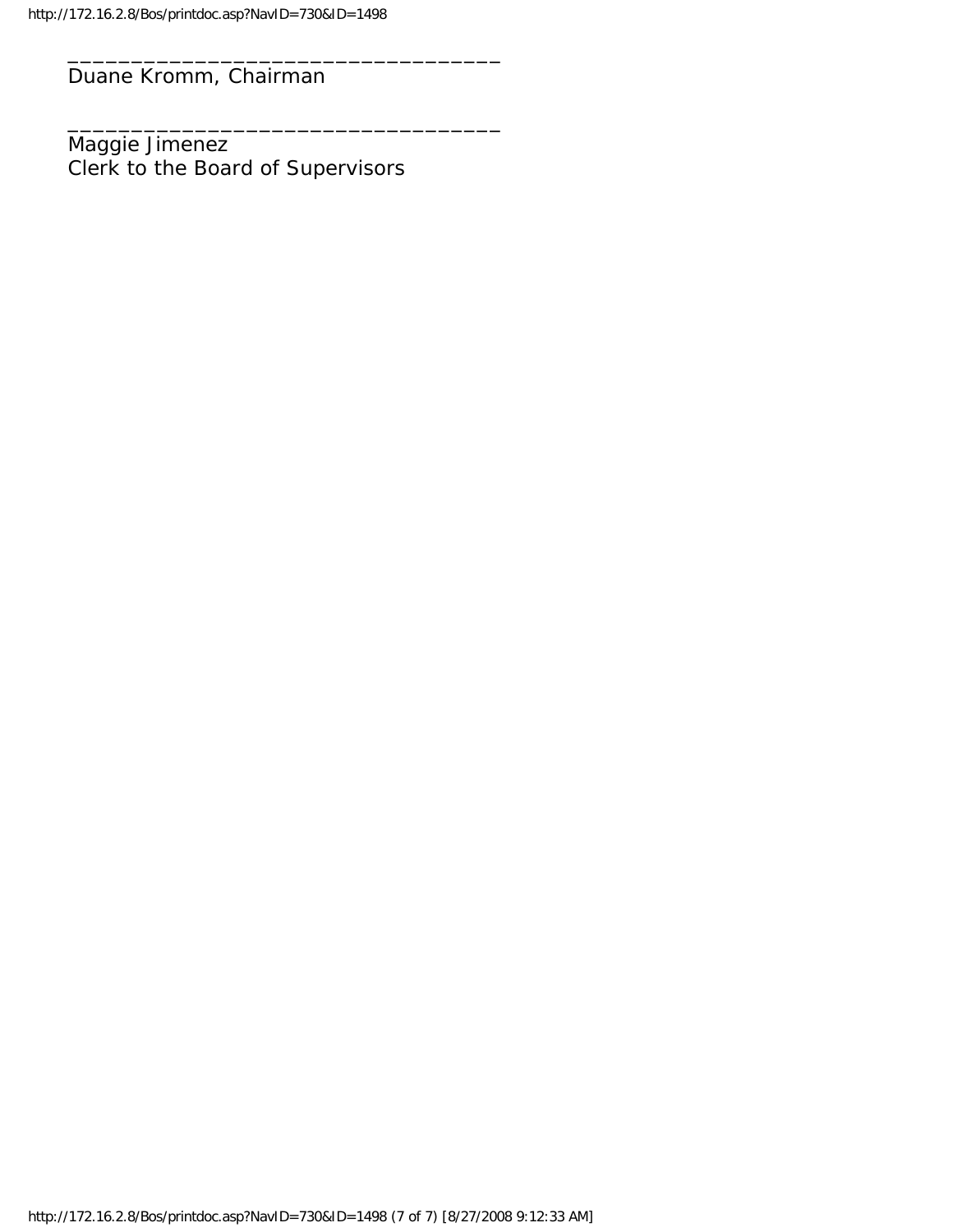_________________________________
Duane Kromm, Chairman

_________________________________
Maggie Jimenez
Clerk to the Board of Supervisors